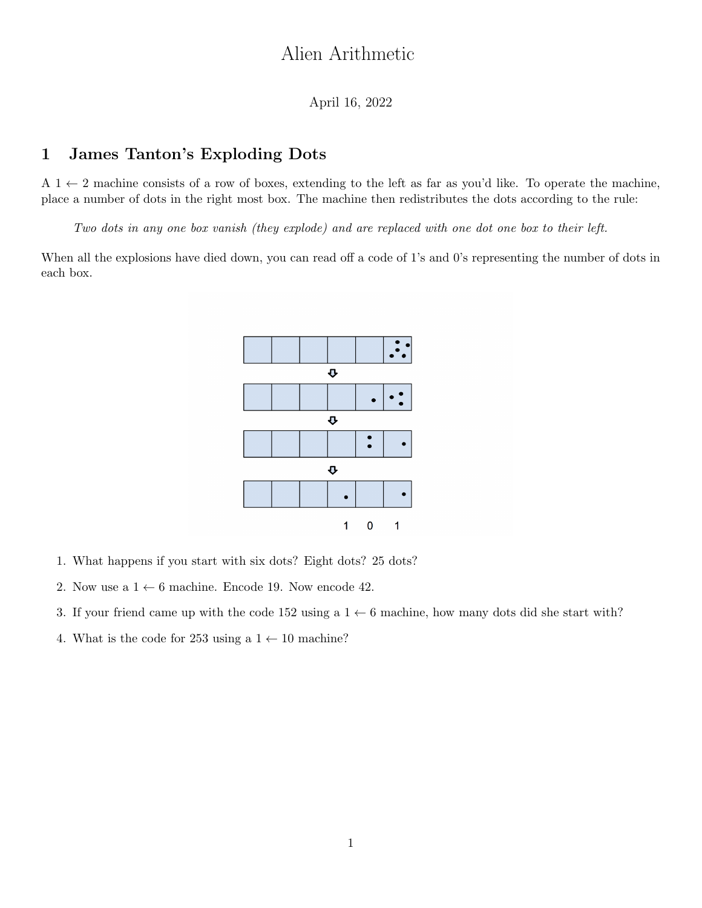# Alien Arithmetic

April 16, 2022

## 1 James Tanton's Exploding Dots

A $1 \leftarrow 2$ machine consists of a row of boxes, extending to the left as far as you'd like. To operate the machine, place a number of dots in the right most box. The machine then redistributes the dots according to the rule:

> *Two dots in any one box vanish (they explode) and are replaced with one dot one box to their left.*

When all the explosions have died down, you can read off a code of 1's and 0's representing the number of dots in each box.

1. What happens if you start with six dots? Eight dots? 25 dots?
2. Now use a $1 \leftarrow 6$ machine. Encode 19. Now encode 42.
3. If your friend came up with the code 152 using a $1 \leftarrow 6$ machine, how many dots did she start with?
4. What is the code for 253 using a $1 \leftarrow 10$ machine?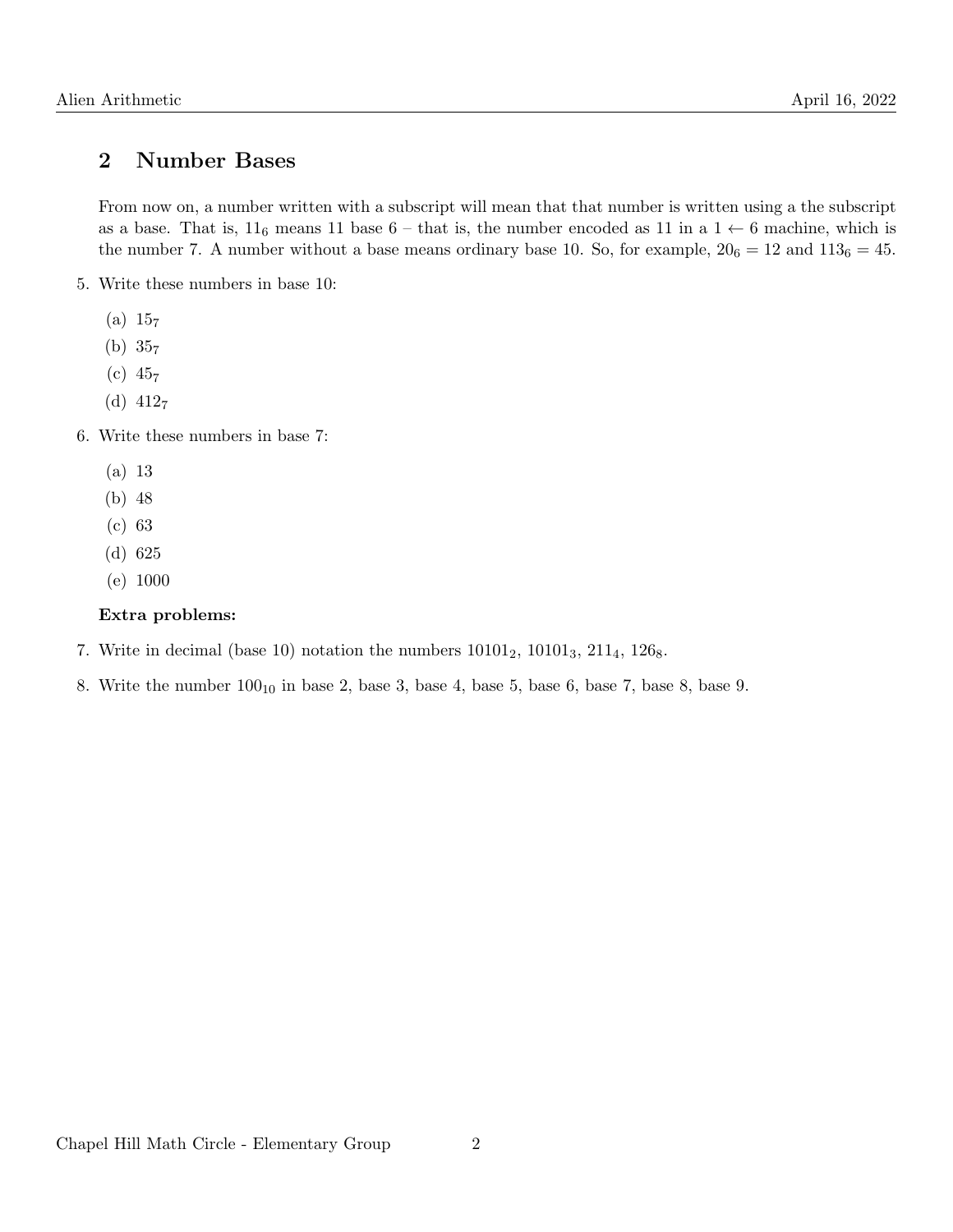## 2 Number Bases

From now on, a number written with a subscript will mean that that number is written using a the subscript as a base. That is, $11_6$ means 11 base 6 – that is, the number encoded as 11 in a $1 \leftarrow 6$ machine, which is the number 7. A number without a base means ordinary base 10. So, for example, $20_6 = 12$ and $113_6 = 45$.

5. Write these numbers in base 10:
   (a) $15_7$
   (b) $35_7$
   (c) $45_7$
   (d) $412_7$

6. Write these numbers in base 7:
   (a) 13
   (b) 48
   (c) 63
   (d) 625
   (e) 1000

**Extra problems:**

7. Write in decimal (base 10) notation the numbers $10101_2$, $10101_3$, $211_4$, $126_8$.

8. Write the number $100_{10}$ in base 2, base 3, base 4, base 5, base 6, base 7, base 8, base 9.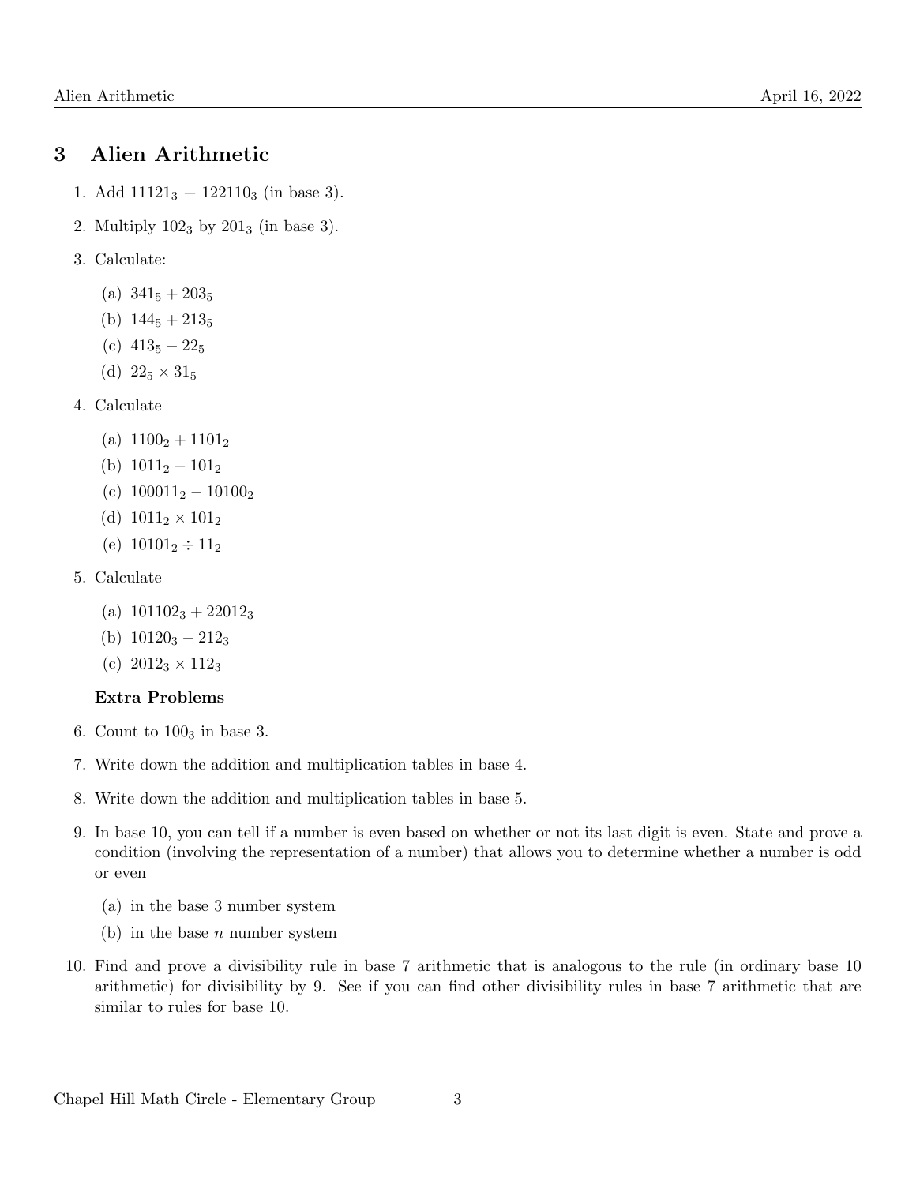## 3 Alien Arithmetic

1. Add $11121_3 + 122110_3$ (in base 3).
2. Multiply $102_3$ by $201_3$ (in base 3).
3. Calculate:
   (a) $341_5 + 203_5$
   (b) $144_5 + 213_5$
   (c) $413_5 - 22_5$
   (d) $22_5 \times 31_5$
4. Calculate
   (a) $1100_2 + 1101_2$
   (b) $1011_2 - 101_2$
   (c) $100011_2 - 10100_2$
   (d) $1011_2 \times 101_2$
   (e) $10101_2 \div 11_2$
5. Calculate
   (a) $101102_3 + 22012_3$
   (b) $10120_3 - 212_3$
   (c) $2012_3 \times 112_3$

**Extra Problems**

6. Count to $100_3$ in base 3.
7. Write down the addition and multiplication tables in base 4.
8. Write down the addition and multiplication tables in base 5.
9. In base 10, you can tell if a number is even based on whether or not its last digit is even. State and prove a condition (involving the representation of a number) that allows you to determine whether a number is odd or even
   (a) in the base 3 number system
   (b) in the base $n$ number system
10. Find and prove a divisibility rule in base 7 arithmetic that is analogous to the rule (in ordinary base 10 arithmetic) for divisibility by 9. See if you can find other divisibility rules in base 7 arithmetic that are similar to rules for base 10.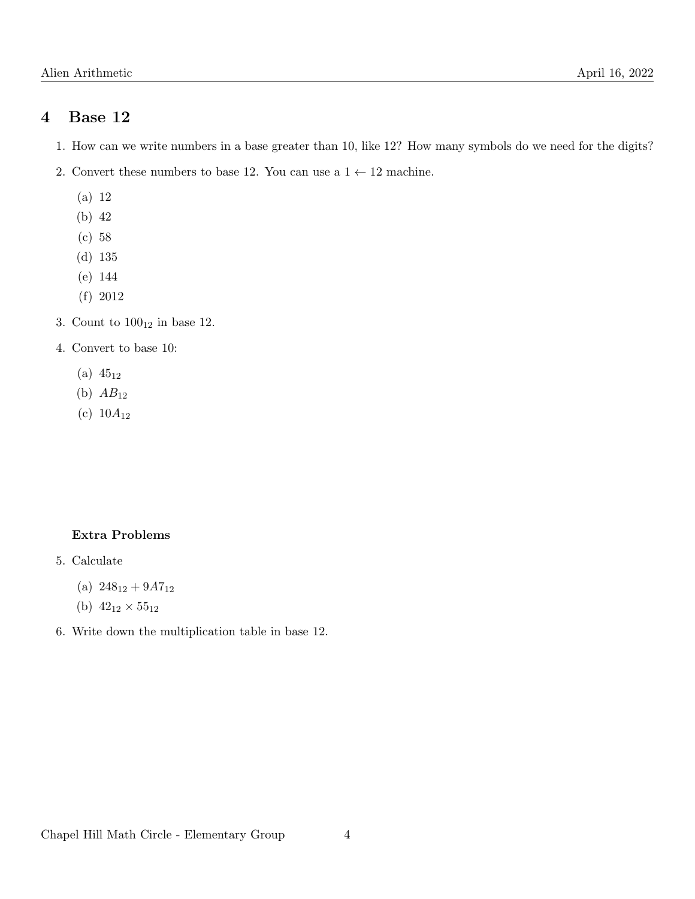# 4 Base 12

1. How can we write numbers in a base greater than 10, like 12? How many symbols do we need for the digits?
2. Convert these numbers to base 12. You can use a $1 \leftarrow 12$ machine.
   (a) 12
   (b) 42
   (c) 58
   (d) 135
   (e) 144
   (f) 2012
3. Count to $100_{12}$ in base 12.
4. Convert to base 10:
   (a) $45_{12}$
   (b) $AB_{12}$
   (c) $10A_{12}$

**Extra Problems**

5. Calculate
   (a) $248_{12} + 9A7_{12}$
   (b) $42_{12} \times 55_{12}$
6. Write down the multiplication table in base 12.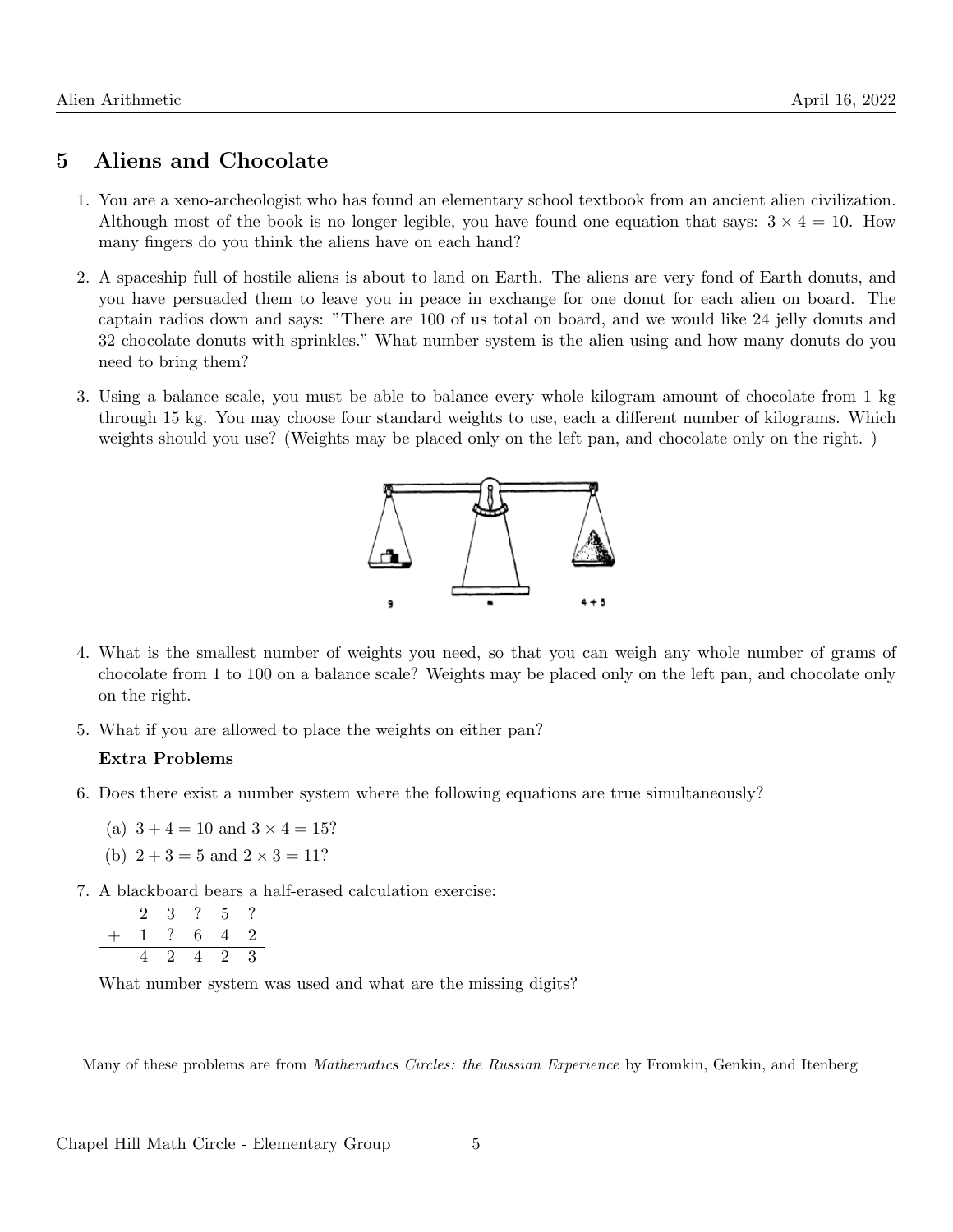## 5 Aliens and Chocolate

1. You are a xeno-archeologist who has found an elementary school textbook from an ancient alien civilization. Although most of the book is no longer legible, you have found one equation that says: $3 \times 4 = 10$. How many fingers do you think the aliens have on each hand?

2. A spaceship full of hostile aliens is about to land on Earth. The aliens are very fond of Earth donuts, and you have persuaded them to leave you in peace in exchange for one donut for each alien on board. The captain radios down and says: "There are 100 of us total on board, and we would like 24 jelly donuts and 32 chocolate donuts with sprinkles." What number system is the alien using and how many donuts do you need to bring them?

3. Using a balance scale, you must be able to balance every whole kilogram amount of chocolate from 1 kg through 15 kg. You may choose four standard weights to use, each a different number of kilograms. Which weights should you use? (Weights may be placed only on the left pan, and chocolate only on the right. )

9 = 4 + 5

4. What is the smallest number of weights you need, so that you can weigh any whole number of grams of chocolate from 1 to 100 on a balance scale? Weights may be placed only on the left pan, and chocolate only on the right.

5. What if you are allowed to place the weights on either pan?

**Extra Problems**

6. Does there exist a number system where the following equations are true simultaneously?

   (a) $3 + 4 = 10$ and $3 \times 4 = 15$?

   (b) $2 + 3 = 5$ and $2 \times 3 = 11$?

7. A blackboard bears a half-erased calculation exercise:

$$
\begin{array}{cccccc}
 & 2 & 3 & ? & 5 & ? \\
+ & 1 & ? & 6 & 4 & 2 \\
\hline
 & 4 & 2 & 4 & 2 & 3
\end{array}
$$

   What number system was used and what are the missing digits?

Many of these problems are from *Mathematics Circles: the Russian Experience* by Fromkin, Genkin, and Itenberg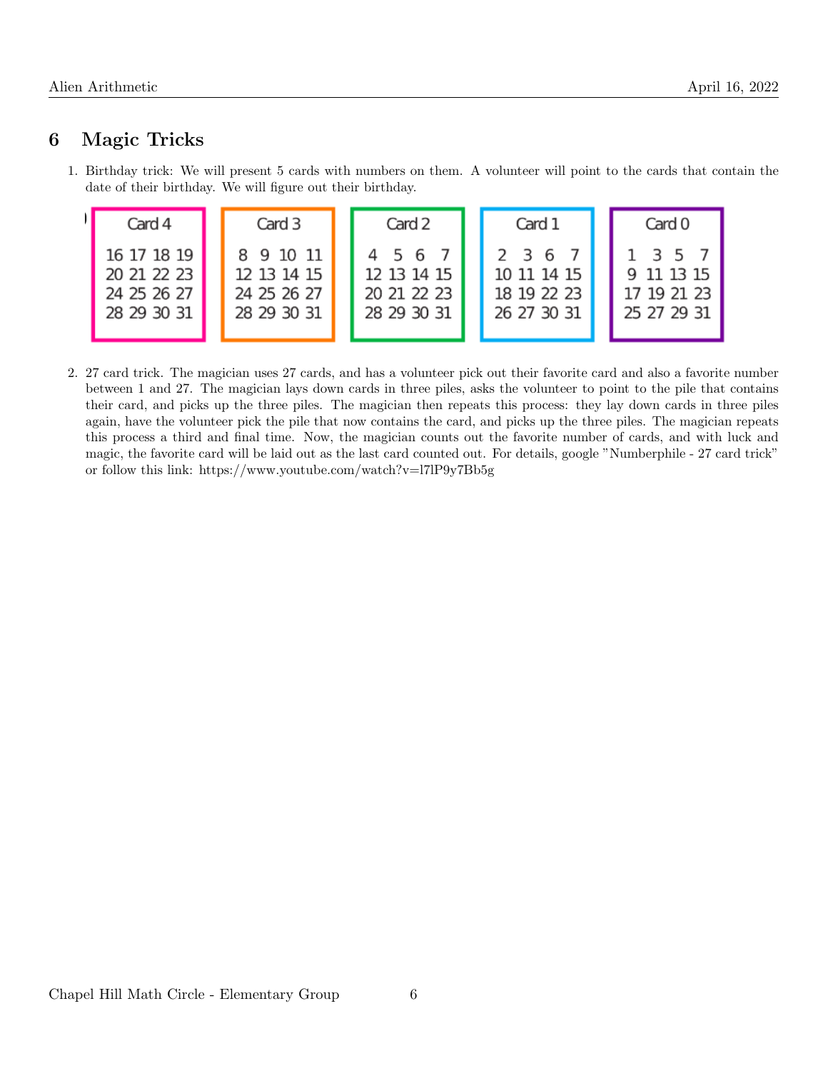## 6 Magic Tricks

1. Birthday trick: We will present 5 cards with numbers on them. A volunteer will point to the cards that contain the date of their birthday. We will figure out their birthday.

**Card 4**

| | | | |
|---|---|---|---|
| 16 | 17 | 18 | 19 |
| 20 | 21 | 22 | 23 |
| 24 | 25 | 26 | 27 |
| 28 | 29 | 30 | 31 |

**Card 3**

| | | | |
|---|---|---|---|
| 8 | 9 | 10 | 11 |
| 12 | 13 | 14 | 15 |
| 24 | 25 | 26 | 27 |
| 28 | 29 | 30 | 31 |

**Card 2**

| | | | |
|---|---|---|---|
| 4 | 5 | 6 | 7 |
| 12 | 13 | 14 | 15 |
| 20 | 21 | 22 | 23 |
| 28 | 29 | 30 | 31 |

**Card 1**

| | | | |
|---|---|---|---|
| 2 | 3 | 6 | 7 |
| 10 | 11 | 14 | 15 |
| 18 | 19 | 22 | 23 |
| 26 | 27 | 30 | 31 |

**Card 0**

| | | | |
|---|---|---|---|
| 1 | 3 | 5 | 7 |
| 9 | 11 | 13 | 15 |
| 17 | 19 | 21 | 23 |
| 25 | 27 | 29 | 31 |

2. 27 card trick. The magician uses 27 cards, and has a volunteer pick out their favorite card and also a favorite number between 1 and 27. The magician lays down cards in three piles, asks the volunteer to point to the pile that contains their card, and picks up the three piles. The magician then repeats this process: they lay down cards in three piles again, have the volunteer pick the pile that now contains the card, and picks up the three piles. The magician repeats this process a third and final time. Now, the magician counts out the favorite number of cards, and with luck and magic, the favorite card will be laid out as the last card counted out. For details, google "Numberphile - 27 card trick" or follow this link: https://www.youtube.com/watch?v=l7lP9y7Bb5g